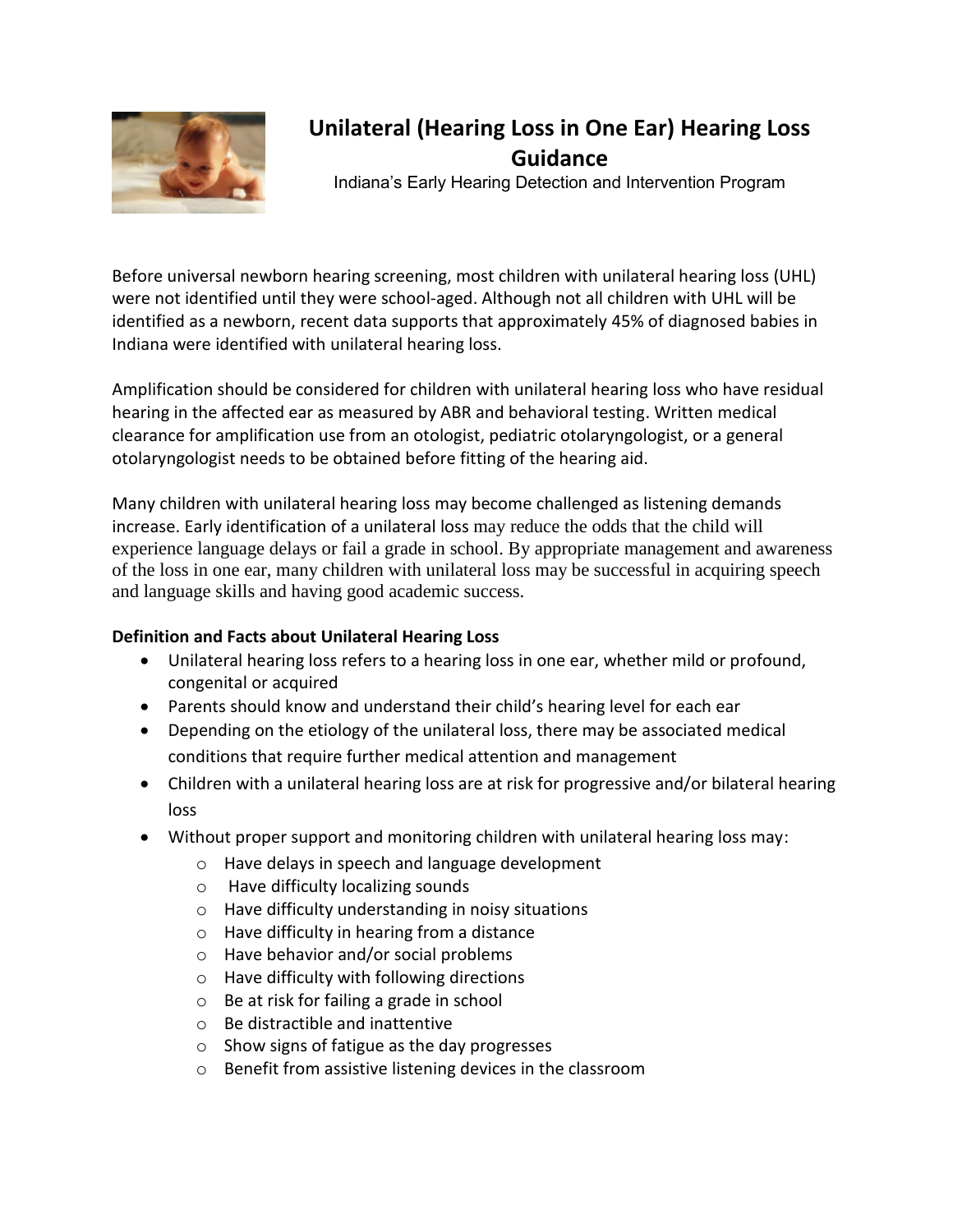# Unilateral (Hearing Loss in One Ear) Hearing Loss Guidance

Indiana's Early Hearing Detection and Intervention Program

Before universal newborn hearing screening, most children with unilateral hearing loss (UHL) were not identified until they were school-aged. Although not all children with UHL will be identified as a newborn, recent data supports that approximately 45% of diagnosed babies in Indiana were identified with unilateral hearing loss.

Amplification should be considered for children with unilateral hearing loss who have residual hearing in the affected ear as measured by ABR and behavioral testing. Written medical clearance for amplification use from an otologist, pediatric otolaryngologist, or a general otolaryngologist needs to be obtained before fitting of the hearing aid.

Many children with unilateral hearing loss may become challenged as listening demands increase. Early identification of a unilateral loss may reduce the odds that the child will experience language delays or fail a grade in school. By appropriate management and awareness of the loss in one ear, many children with unilateral loss may be successful in acquiring speech and language skills and having good academic success.

**Definition and Facts about Unilateral Hearing Loss**

- Unilateral hearing loss refers to a hearing loss in one ear, whether mild or profound, congenital or acquired
- Parents should know and understand their child's hearing level for each ear
- Depending on the etiology of the unilateral loss, there may be associated medical conditions that require further medical attention and management
- Children with a unilateral hearing loss are at risk for progressive and/or bilateral hearing loss
- Without proper support and monitoring children with unilateral hearing loss may:
  - Have delays in speech and language development
  - Have difficulty localizing sounds
  - Have difficulty understanding in noisy situations
  - Have difficulty in hearing from a distance
  - Have behavior and/or social problems
  - Have difficulty with following directions
  - Be at risk for failing a grade in school
  - Be distractible and inattentive
  - Show signs of fatigue as the day progresses
  - Benefit from assistive listening devices in the classroom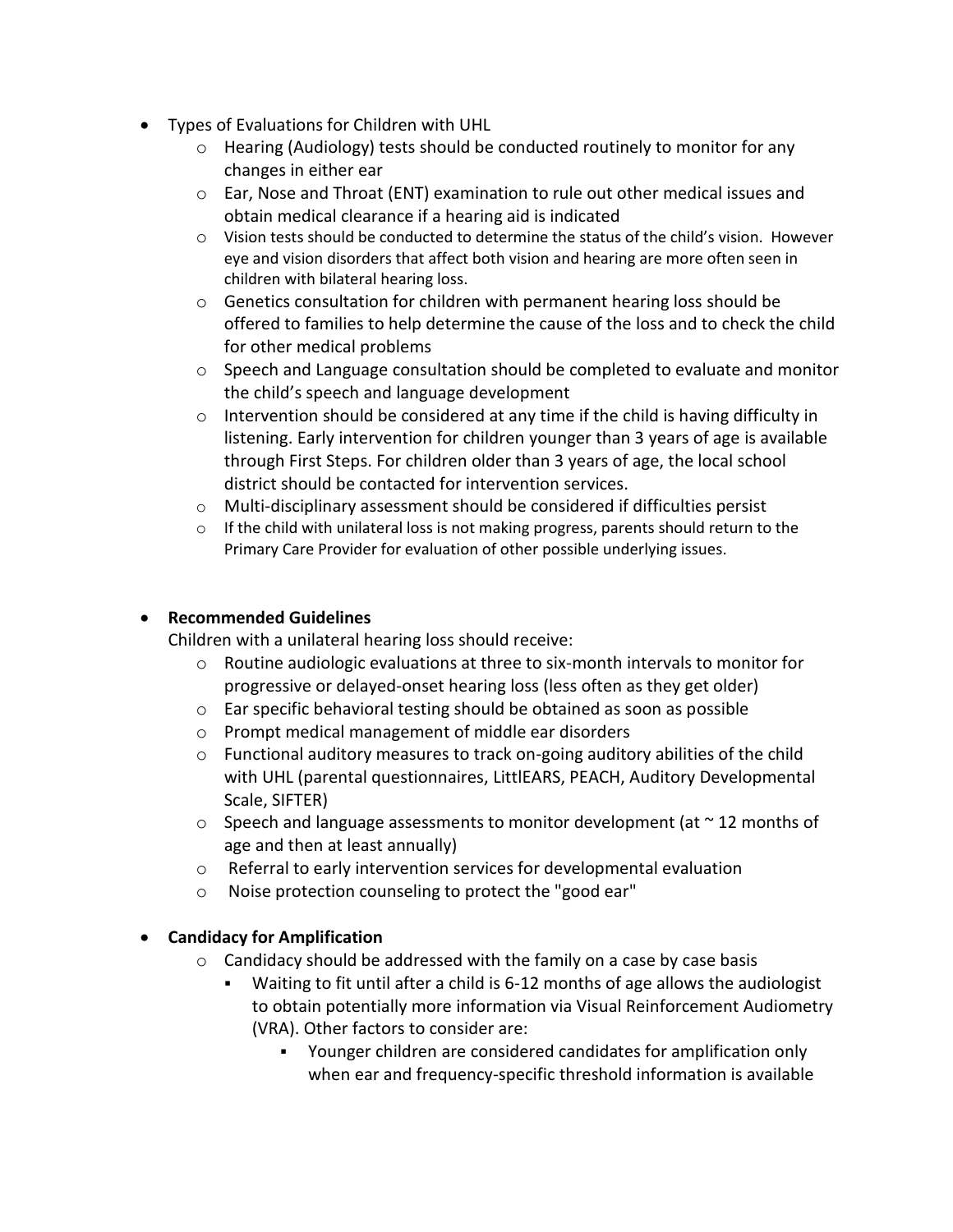- Types of Evaluations for Children with UHL
  - Hearing (Audiology) tests should be conducted routinely to monitor for any changes in either ear
  - Ear, Nose and Throat (ENT) examination to rule out other medical issues and obtain medical clearance if a hearing aid is indicated
  - Vision tests should be conducted to determine the status of the child's vision. However eye and vision disorders that affect both vision and hearing are more often seen in children with bilateral hearing loss.
  - Genetics consultation for children with permanent hearing loss should be offered to families to help determine the cause of the loss and to check the child for other medical problems
  - Speech and Language consultation should be completed to evaluate and monitor the child's speech and language development
  - Intervention should be considered at any time if the child is having difficulty in listening. Early intervention for children younger than 3 years of age is available through First Steps. For children older than 3 years of age, the local school district should be contacted for intervention services.
  - Multi-disciplinary assessment should be considered if difficulties persist
  - If the child with unilateral loss is not making progress, parents should return to the Primary Care Provider for evaluation of other possible underlying issues.

- **Recommended Guidelines**

  Children with a unilateral hearing loss should receive:
  - Routine audiologic evaluations at three to six-month intervals to monitor for progressive or delayed-onset hearing loss (less often as they get older)
  - Ear specific behavioral testing should be obtained as soon as possible
  - Prompt medical management of middle ear disorders
  - Functional auditory measures to track on-going auditory abilities of the child with UHL (parental questionnaires, LittlEARS, PEACH, Auditory Developmental Scale, SIFTER)
  - Speech and language assessments to monitor development (at ~ 12 months of age and then at least annually)
  - Referral to early intervention services for developmental evaluation
  - Noise protection counseling to protect the "good ear"

- **Candidacy for Amplification**
  - Candidacy should be addressed with the family on a case by case basis
    - Waiting to fit until after a child is 6-12 months of age allows the audiologist to obtain potentially more information via Visual Reinforcement Audiometry (VRA). Other factors to consider are:
      - Younger children are considered candidates for amplification only when ear and frequency-specific threshold information is available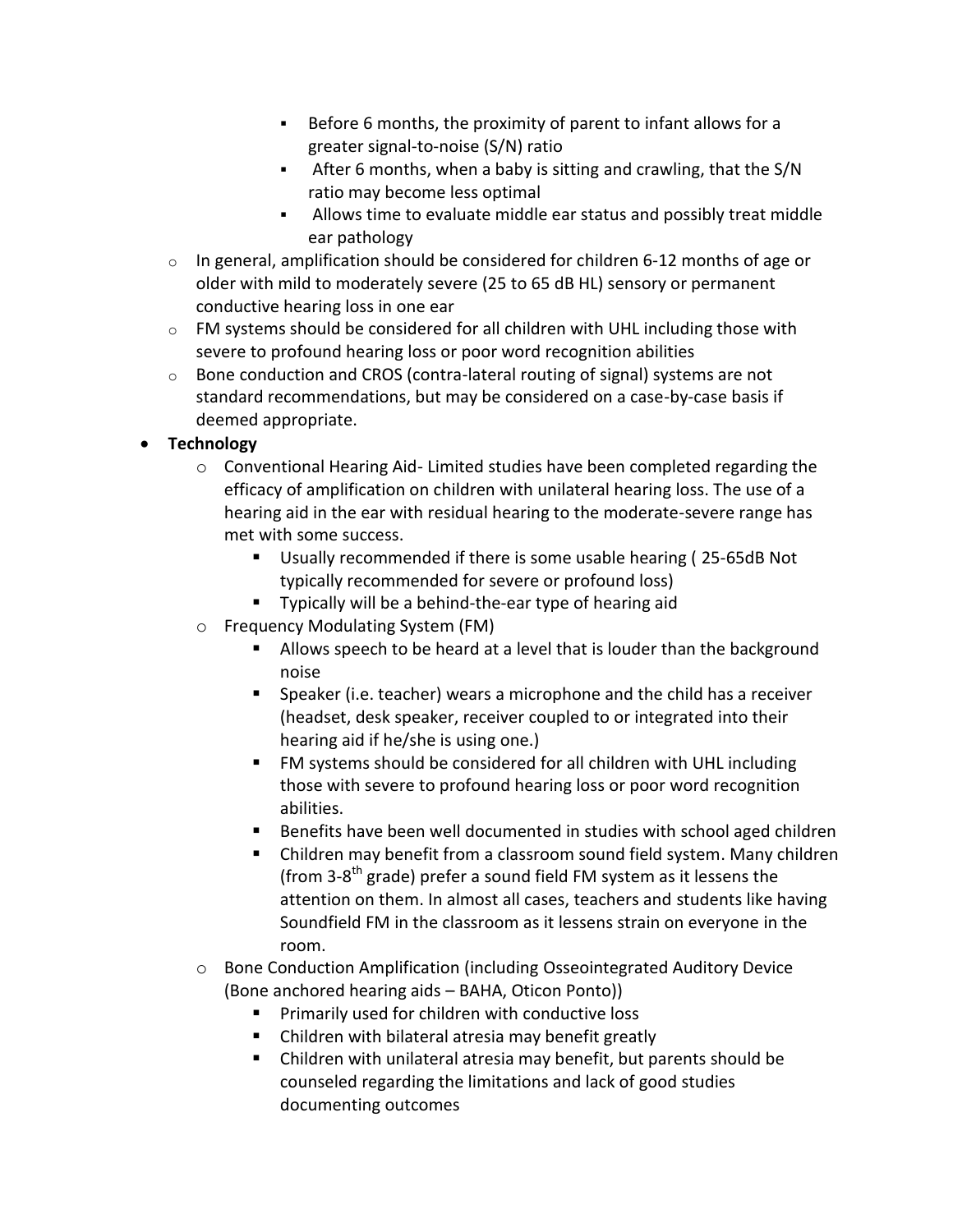- Before 6 months, the proximity of parent to infant allows for a greater signal-to-noise (S/N) ratio
        - After 6 months, when a baby is sitting and crawling, that the S/N ratio may become less optimal
        - Allows time to evaluate middle ear status and possibly treat middle ear pathology
    - In general, amplification should be considered for children 6-12 months of age or older with mild to moderately severe (25 to 65 dB HL) sensory or permanent conductive hearing loss in one ear
    - FM systems should be considered for all children with UHL including those with severe to profound hearing loss or poor word recognition abilities
    - Bone conduction and CROS (contra-lateral routing of signal) systems are not standard recommendations, but may be considered on a case-by-case basis if deemed appropriate.

- **Technology**
    - Conventional Hearing Aid- Limited studies have been completed regarding the efficacy of amplification on children with unilateral hearing loss. The use of a hearing aid in the ear with residual hearing to the moderate-severe range has met with some success.
        - Usually recommended if there is some usable hearing ( 25-65dB Not typically recommended for severe or profound loss)
        - Typically will be a behind-the-ear type of hearing aid
    - Frequency Modulating System (FM)
        - Allows speech to be heard at a level that is louder than the background noise
        - Speaker (i.e. teacher) wears a microphone and the child has a receiver (headset, desk speaker, receiver coupled to or integrated into their hearing aid if he/she is using one.)
        - FM systems should be considered for all children with UHL including those with severe to profound hearing loss or poor word recognition abilities.
        - Benefits have been well documented in studies with school aged children
        - Children may benefit from a classroom sound field system. Many children (from 3-8th grade) prefer a sound field FM system as it lessens the attention on them. In almost all cases, teachers and students like having Soundfield FM in the classroom as it lessens strain on everyone in the room.
    - Bone Conduction Amplification (including Osseointegrated Auditory Device (Bone anchored hearing aids – BAHA, Oticon Ponto))
        - Primarily used for children with conductive loss
        - Children with bilateral atresia may benefit greatly
        - Children with unilateral atresia may benefit, but parents should be counseled regarding the limitations and lack of good studies documenting outcomes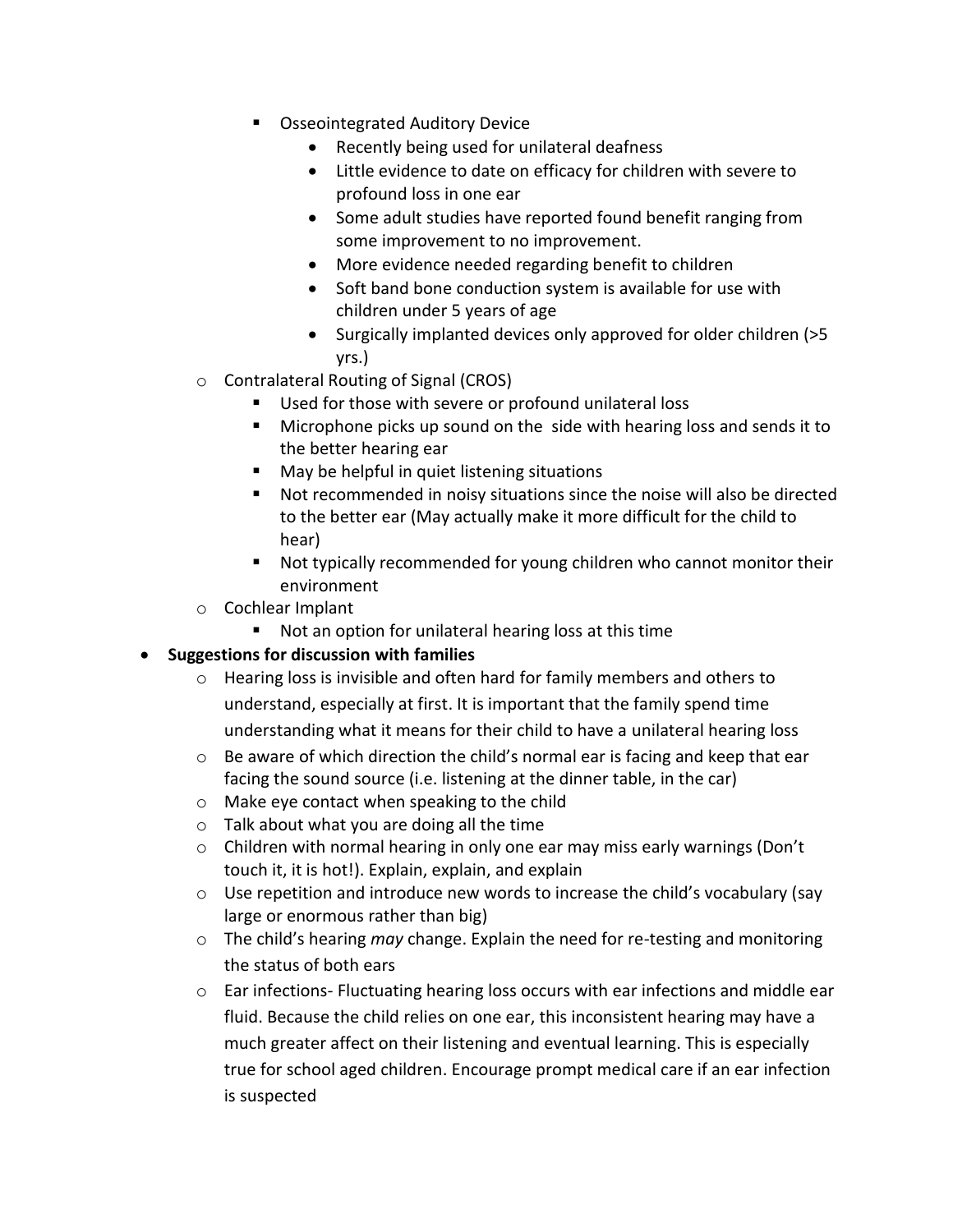- Osseointegrated Auditory Device
            - Recently being used for unilateral deafness
            - Little evidence to date on efficacy for children with severe to profound loss in one ear
            - Some adult studies have reported found benefit ranging from some improvement to no improvement.
            - More evidence needed regarding benefit to children
            - Soft band bone conduction system is available for use with children under 5 years of age
            - Surgically implanted devices only approved for older children (>5 yrs.)
    - Contralateral Routing of Signal (CROS)
        - Used for those with severe or profound unilateral loss
        - Microphone picks up sound on the side with hearing loss and sends it to the better hearing ear
        - May be helpful in quiet listening situations
        - Not recommended in noisy situations since the noise will also be directed to the better ear (May actually make it more difficult for the child to hear)
        - Not typically recommended for young children who cannot monitor their environment
    - Cochlear Implant
        - Not an option for unilateral hearing loss at this time

- **Suggestions for discussion with families**
    - Hearing loss is invisible and often hard for family members and others to understand, especially at first. It is important that the family spend time understanding what it means for their child to have a unilateral hearing loss
    - Be aware of which direction the child's normal ear is facing and keep that ear facing the sound source (i.e. listening at the dinner table, in the car)
    - Make eye contact when speaking to the child
    - Talk about what you are doing all the time
    - Children with normal hearing in only one ear may miss early warnings (Don't touch it, it is hot!). Explain, explain, and explain
    - Use repetition and introduce new words to increase the child's vocabulary (say large or enormous rather than big)
    - The child's hearing *may* change. Explain the need for re-testing and monitoring the status of both ears
    - Ear infections- Fluctuating hearing loss occurs with ear infections and middle ear fluid. Because the child relies on one ear, this inconsistent hearing may have a much greater affect on their listening and eventual learning. This is especially true for school aged children. Encourage prompt medical care if an ear infection is suspected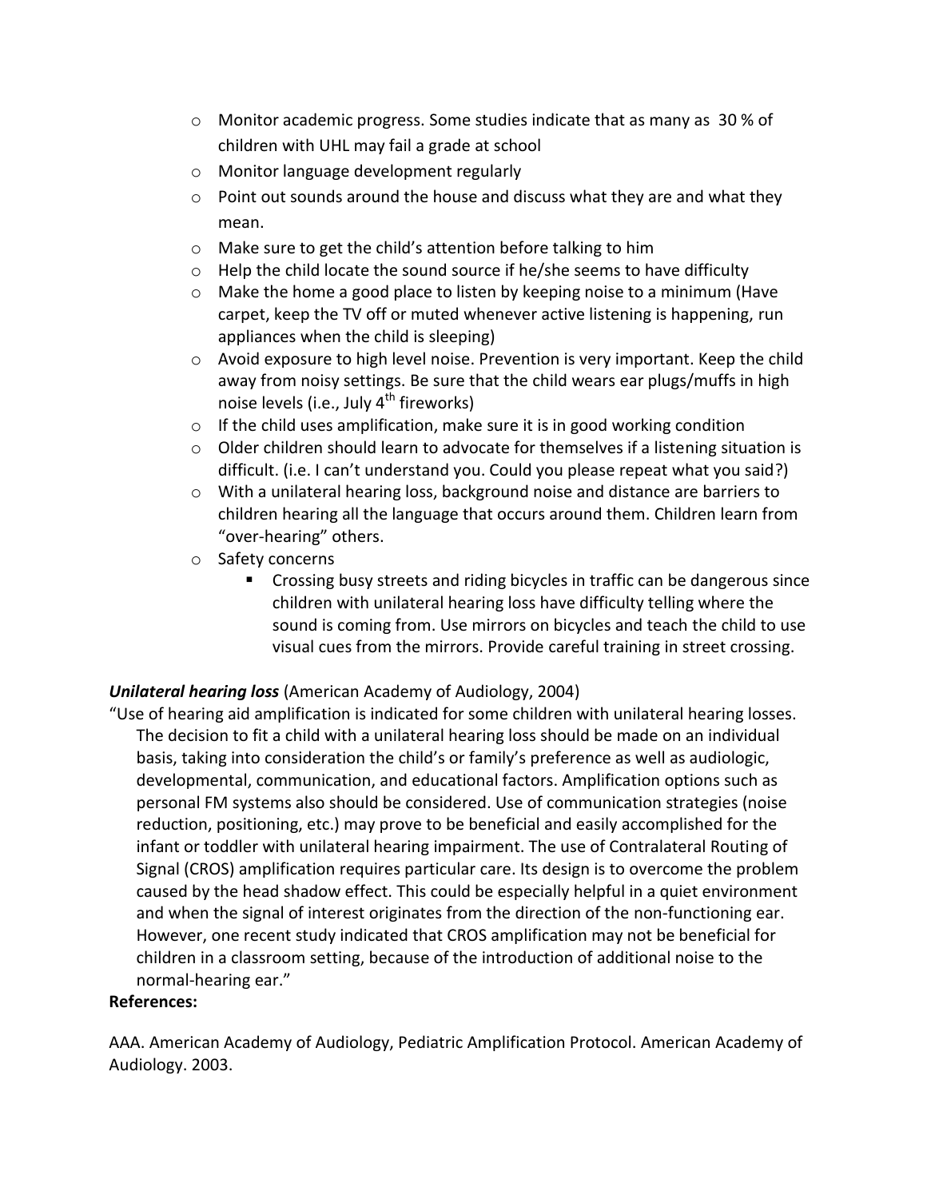- Monitor academic progress. Some studies indicate that as many as 30 % of children with UHL may fail a grade at school
- Monitor language development regularly
- Point out sounds around the house and discuss what they are and what they mean.
- Make sure to get the child's attention before talking to him
- Help the child locate the sound source if he/she seems to have difficulty
- Make the home a good place to listen by keeping noise to a minimum (Have carpet, keep the TV off or muted whenever active listening is happening, run appliances when the child is sleeping)
- Avoid exposure to high level noise. Prevention is very important. Keep the child away from noisy settings. Be sure that the child wears ear plugs/muffs in high noise levels (i.e., July 4th fireworks)
- If the child uses amplification, make sure it is in good working condition
- Older children should learn to advocate for themselves if a listening situation is difficult. (i.e. I can't understand you. Could you please repeat what you said?)
- With a unilateral hearing loss, background noise and distance are barriers to children hearing all the language that occurs around them. Children learn from "over-hearing" others.
- Safety concerns
    - Crossing busy streets and riding bicycles in traffic can be dangerous since children with unilateral hearing loss have difficulty telling where the sound is coming from. Use mirrors on bicycles and teach the child to use visual cues from the mirrors. Provide careful training in street crossing.

***Unilateral hearing loss*** (American Academy of Audiology, 2004)

"Use of hearing aid amplification is indicated for some children with unilateral hearing losses. The decision to fit a child with a unilateral hearing loss should be made on an individual basis, taking into consideration the child's or family's preference as well as audiologic, developmental, communication, and educational factors. Amplification options such as personal FM systems also should be considered. Use of communication strategies (noise reduction, positioning, etc.) may prove to be beneficial and easily accomplished for the infant or toddler with unilateral hearing impairment. The use of Contralateral Routing of Signal (CROS) amplification requires particular care. Its design is to overcome the problem caused by the head shadow effect. This could be especially helpful in a quiet environment and when the signal of interest originates from the direction of the non-functioning ear. However, one recent study indicated that CROS amplification may not be beneficial for children in a classroom setting, because of the introduction of additional noise to the normal-hearing ear."

**References:**

AAA. American Academy of Audiology, Pediatric Amplification Protocol. American Academy of Audiology. 2003.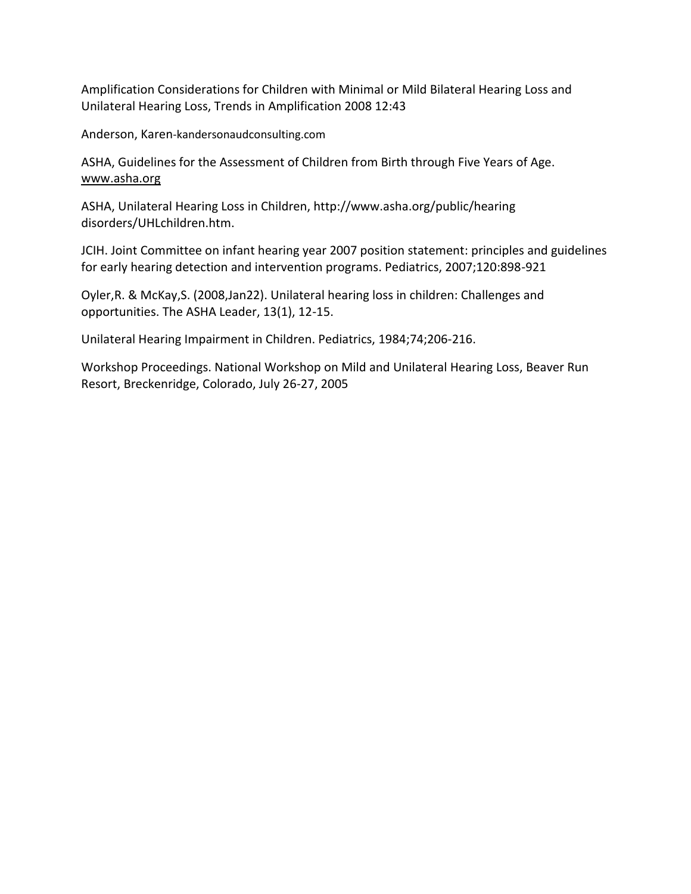Amplification Considerations for Children with Minimal or Mild Bilateral Hearing Loss and Unilateral Hearing Loss, Trends in Amplification 2008 12:43

Anderson, Karen-kandersonaudconsulting.com

ASHA, Guidelines for the Assessment of Children from Birth through Five Years of Age. www.asha.org

ASHA, Unilateral Hearing Loss in Children, http://www.asha.org/public/hearing disorders/UHLchildren.htm.

JCIH. Joint Committee on infant hearing year 2007 position statement: principles and guidelines for early hearing detection and intervention programs. Pediatrics, 2007;120:898-921

Oyler,R. & McKay,S. (2008,Jan22). Unilateral hearing loss in children: Challenges and opportunities. The ASHA Leader, 13(1), 12-15.

Unilateral Hearing Impairment in Children. Pediatrics, 1984;74;206-216.

Workshop Proceedings. National Workshop on Mild and Unilateral Hearing Loss, Beaver Run Resort, Breckenridge, Colorado, July 26-27, 2005